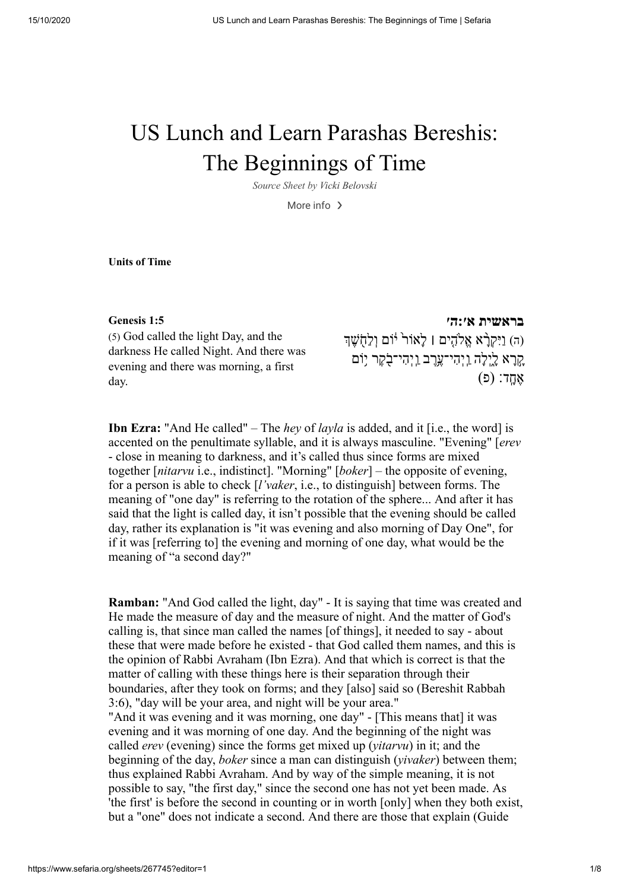# US Lunch and Learn Parashas Bereshis: The Beginnings of Time

*Source Sheet by Vicki Belovski*

More info ›

**Units of Time**

**Genesis 1:5**

(5) God called the light Day, and the darkness He called Night. And there was evening and there was morning, a first day.

**בראשית א׳:ה׳**

(ה) וַיִּקְרָ֨א אֱלֹהִ֤ים ׀ לָאוֹר֙ י֔וֹם וְלַחֹ֖שֶׁךְ קָ֣רָא לָ֑יְלָה וַֽיְהִי־עֶ֥רֶב וַֽיְהִי־בֹ֖קֶר י֥וֹם אֶחָֽד׃ (פ)

**Ibn Ezra:** "And He called" – The *hey* of *layla* is added, and it [i.e., the word] is accented on the penultimate syllable, and it is always masculine. "Evening" [*erev* - close in meaning to darkness, and it's called thus since forms are mixed together [*nitarvu* i.e., indistinct]. "Morning" [*boker*] – the opposite of evening, for a person is able to check [*l'vaker*, i.e., to distinguish] between forms. The meaning of "one day" is referring to the rotation of the sphere... And after it has said that the light is called day, it isn't possible that the evening should be called day, rather its explanation is "it was evening and also morning of Day One", for if it was [referring to] the evening and morning of one day, what would be the meaning of "a second day?"

**Ramban:** "And God called the light, day" - It is saying that time was created and He made the measure of day and the measure of night. And the matter of God's calling is, that since man called the names [of things], it needed to say - about these that were made before he existed - that God called them names, and this is the opinion of Rabbi Avraham (Ibn Ezra). And that which is correct is that the matter of calling with these things here is their separation through their boundaries, after they took on forms; and they [also] said so (Bereshit Rabbah 3:6), "day will be your area, and night will be your area."
"And it was evening and it was morning, one day" - [This means that] it was evening and it was morning of one day. And the beginning of the night was called *erev* (evening) since the forms get mixed up (*yitarvu*) in it; and the beginning of the day, *boker* since a man can distinguish (*yivaker*) between them; thus explained Rabbi Avraham. And by way of the simple meaning, it is not possible to say, "the first day," since the second one has not yet been made. As 'the first' is before the second in counting or in worth [only] when they both exist, but a "one" does not indicate a second. And there are those that explain (Guide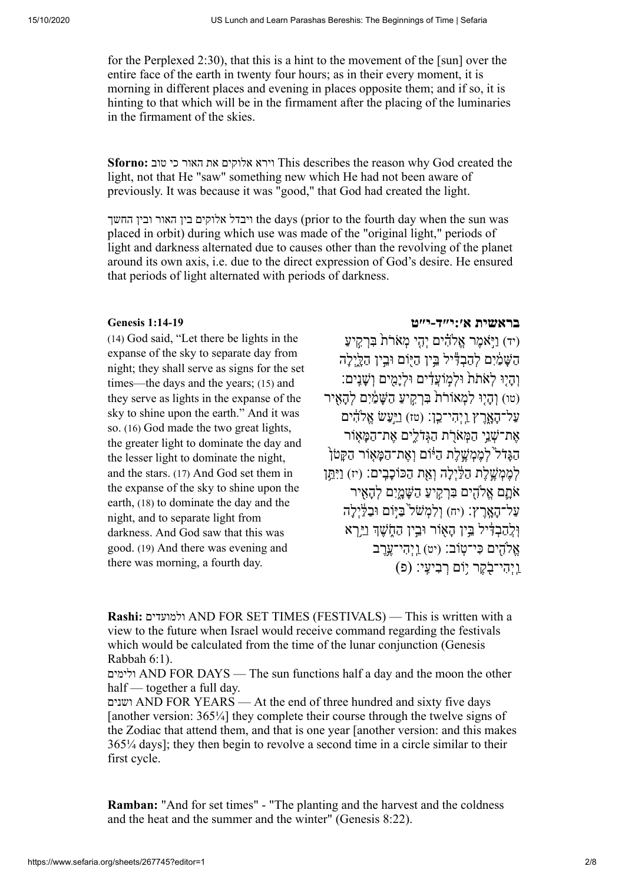for the Perplexed 2:30), that this is a hint to the movement of the [sun] over the entire face of the earth in twenty four hours; as in their every moment, it is morning in different places and evening in places opposite them; and if so, it is hinting to that which will be in the firmament after the placing of the luminaries in the firmament of the skies.

**Sforno:** וירא אלוקים את האור כי טוב This describes the reason why God created the light, not that He "saw" something new which He had not been aware of previously. It was because it was "good," that God had created the light.

ויבדל אלוקים בין האור ובין החשך the days (prior to the fourth day when the sun was placed in orbit) during which use was made of the "original light," periods of light and darkness alternated due to causes other than the revolving of the planet around its own axis, i.e. due to the direct expression of God's desire. He ensured that periods of light alternated with periods of darkness.

**Genesis 1:14-19**

(14) God said, "Let there be lights in the expanse of the sky to separate day from night; they shall serve as signs for the set times—the days and the years; (15) and they serve as lights in the expanse of the sky to shine upon the earth." And it was so. (16) God made the two great lights, the greater light to dominate the day and the lesser light to dominate the night, and the stars. (17) And God set them in the expanse of the sky to shine upon the earth, (18) to dominate the day and the night, and to separate light from darkness. And God saw that this was good. (19) And there was evening and there was morning, a fourth day.

**בראשית א׳:י״ד-י״ט**

(יד) וַיֹּ֣אמֶר אֱלֹהִ֗ים יְהִ֤י מְאֹרֹת֙ בִּרְקִ֣יעַ הַשָּׁמַ֔יִם לְהַבְדִּ֕יל בֵּ֥ין הַיּ֖וֹם וּבֵ֣ין הַלָּ֑יְלָה וְהָי֤וּ לְאֹתֹת֙ וּלְמ֣וֹעֲדִ֔ים וּלְיָמִ֖ים וְשָׁנִֽים׃ (טו) וְהָי֤וּ לִמְאוֹרֹת֙ בִּרְקִ֣יעַ הַשָּׁמַ֔יִם לְהָאִ֖יר עַל־הָאָ֑רֶץ וַֽיְהִי־כֵֽן׃ (טז) וַיַּ֣עַשׂ אֱלֹהִ֔ים אֶת־שְׁנֵ֥י הַמְּאֹרֹ֖ת הַגְּדֹלִ֑ים אֶת־הַמָּא֤וֹר הַגָּדֹל֙ לְמֶמְשֶׁ֣לֶת הַיּ֔וֹם וְאֶת־הַמָּא֤וֹר הַקָּטֹן֙ לְמֶמְשֶׁ֣לֶת הַלַּ֔יְלָה וְאֵ֖ת הַכּוֹכָבִֽים׃ (יז) וַיִּתֵּ֥ן אֹתָ֛ם אֱלֹהִ֖ים בִּרְקִ֣יעַ הַשָּׁמָ֑יִם לְהָאִ֖יר עַל־הָאָֽרֶץ׃ (יח) וְלִמְשֹׁל֙ בַּיּ֣וֹם וּבַלַּ֔יְלָה וּֽלֲהַבְדִּ֔יל בֵּ֥ין הָא֖וֹר וּבֵ֣ין הַחֹ֑שֶׁךְ וַיַּ֥רְא אֱלֹהִ֖ים כִּי־טֽוֹב׃ (יט) וַֽיְהִי־עֶ֥רֶב וַֽיְהִי־בֹ֖קֶר י֥וֹם רְבִיעִֽי׃ (פ)

**Rashi:** ולמועדים AND FOR SET TIMES (FESTIVALS) — This is written with a view to the future when Israel would receive command regarding the festivals which would be calculated from the time of the lunar conjunction (Genesis Rabbah 6:1).
ולימים AND FOR DAYS — The sun functions half a day and the moon the other half — together a full day.
ושנים AND FOR YEARS — At the end of three hundred and sixty five days [another version: 365¼] they complete their course through the twelve signs of the Zodiac that attend them, and that is one year [another version: and this makes 365¼ days]; they then begin to revolve a second time in a circle similar to their first cycle.

**Ramban:** "And for set times" - "The planting and the harvest and the coldness and the heat and the summer and the winter" (Genesis 8:22).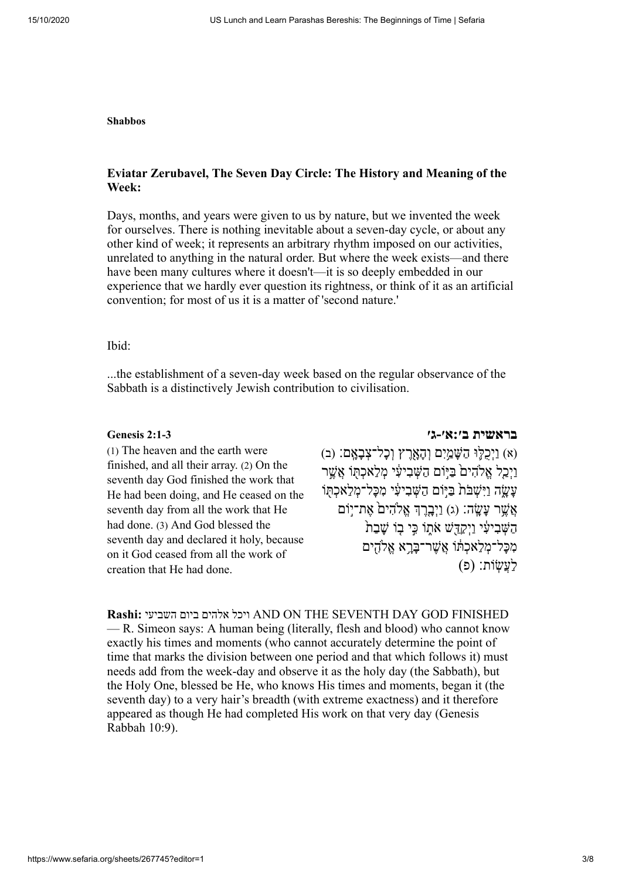**Shabbos**

### Eviatar Zerubavel, The Seven Day Circle: The History and Meaning of the Week:

Days, months, and years were given to us by nature, but we invented the week for ourselves. There is nothing inevitable about a seven-day cycle, or about any other kind of week; it represents an arbitrary rhythm imposed on our activities, unrelated to anything in the natural order. But where the week exists—and there have been many cultures where it doesn't—it is so deeply embedded in our experience that we hardly ever question its rightness, or think of it as an artificial convention; for most of us it is a matter of 'second nature.'

Ibid:

...the establishment of a seven-day week based on the regular observance of the Sabbath is a distinctively Jewish contribution to civilisation.

**Genesis 2:1-3**

(1) The heaven and the earth were finished, and all their array. (2) On the seventh day God finished the work that He had been doing, and He ceased on the seventh day from all the work that He had done. (3) And God blessed the seventh day and declared it holy, because on it God ceased from all the work of creation that He had done.

**בראשית ב׳:א׳-ג׳**

(א) וַיְכֻלּ֛וּ הַשָּׁמַ֥יִם וְהָאָ֖רֶץ וְכׇל־צְבָאָֽם׃ (ב) וַיְכַ֤ל אֱלֹהִים֙ בַּיּ֣וֹם הַשְּׁבִיעִ֔י מְלַאכְתּ֖וֹ אֲשֶׁ֣ר עָשָׂ֑ה וַיִּשְׁבֹּת֙ בַּיּ֣וֹם הַשְּׁבִיעִ֔י מִכׇּל־מְלַאכְתּ֖וֹ אֲשֶׁ֥ר עָשָֽׂה׃ (ג) וַיְבָ֤רֶךְ אֱלֹהִים֙ אֶת־י֣וֹם הַשְּׁבִיעִ֔י וַיְקַדֵּ֖שׁ אֹת֑וֹ כִּ֣י ב֤וֹ שָׁבַת֙ מִכׇּל־מְלַאכְתּ֔וֹ אֲשֶׁר־בָּרָ֥א אֱלֹהִ֖ים לַעֲשֽׂוֹת׃ {פ}

**Rashi:** ויכל אלהים ביום השביעי AND ON THE SEVENTH DAY GOD FINISHED — R. Simeon says: A human being (literally, flesh and blood) who cannot know exactly his times and moments (who cannot accurately determine the point of time that marks the division between one period and that which follows it) must needs add from the week-day and observe it as the holy day (the Sabbath), but the Holy One, blessed be He, who knows His times and moments, began it (the seventh day) to a very hair's breadth (with extreme exactness) and it therefore appeared as though He had completed His work on that very day (Genesis Rabbah 10:9).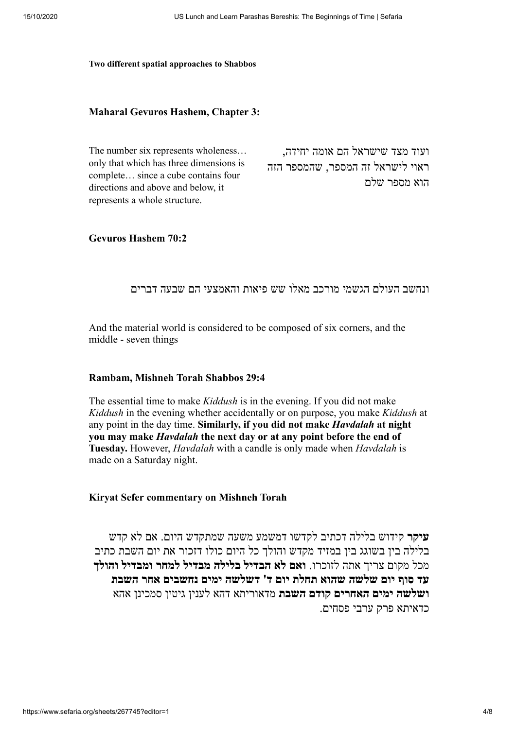**Two different spatial approaches to Shabbos**

### Maharal Gevuros Hashem, Chapter 3:

The number six represents wholeness… only that which has three dimensions is complete… since a cube contains four directions and above and below, it represents a whole structure.

ועוד מצד שישראל הם אומה יחידה, ראוי לישראל זה המספר, שהמספר הזה הוא מספר שלם

### Gevuros Hashem 70:2

ונחשב העולם הגשמי מורכב מאלו שש פיאות והאמצעי הם שבעה דברים

And the material world is considered to be composed of six corners, and the middle - seven things

### Rambam, Mishneh Torah Shabbos 29:4

The essential time to make *Kiddush* is in the evening. If you did not make *Kiddush* in the evening whether accidentally or on purpose, you make *Kiddush* at any point in the day time. **Similarly, if you did not make *Havdalah* at night you may make *Havdalah* the next day or at any point before the end of Tuesday.** However, *Havdalah* with a candle is only made when *Havdalah* is made on a Saturday night.

### Kiryat Sefer commentary on Mishneh Torah

**עיקר** קידוש בלילה דכתיב לקדשו דמשמע משעה שמתקדש היום. אם לא קדש בלילה בין בשוגג בין במזיד מקדש והולך כל היום כולו דזכור את יום השבת כתיב מכל מקום צריך אתה לזוכרו. **ואם לא הבדיל בלילה מבדיל למחר ומבדיל והולך עד סוף יום שלשה שהוא תחלת יום ד' דשלשה ימים נחשבים אחר השבת ושלשה ימים האחרים קודם השבת** מדאוריתא דהא לענין גיטין סמכינן אהא כדאיתא פרק ערבי פסחים.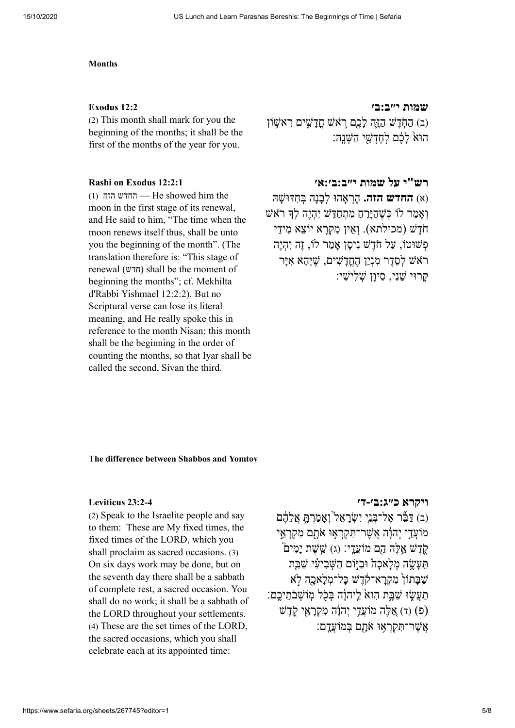**Months**

**Exodus 12:2**

(2) This month shall mark for you the beginning of the months; it shall be the first of the months of the year for you.

**שמות י״ב:ב׳**

(ב) הַחֹ֧דֶשׁ הַזֶּ֛ה לָכֶ֖ם רֹ֣אשׁ חֳדָשִׁ֑ים רִאשׁ֥וֹן הוּא֙ לָכֶ֔ם לְחׇדְשֵׁ֖י הַשָּׁנָֽה׃

**Rashi on Exodus 12:2:1**

(1) החדש הזה — He showed him the moon in the first stage of its renewal, and He said to him, "The time when the moon renews itself thus, shall be unto you the beginning of the month". (The translation therefore is: "This stage of renewal (חדש) shall be the moment of beginning the months"; cf. Mekhilta d'Rabbi Yishmael 12:2:2). But no Scriptural verse can lose its literal meaning, and He really spoke this in reference to the month Nisan: this month shall be the beginning in the order of counting the months, so that Iyar shall be called the second, Sivan the third.

**רש"י על שמות י״ב:ב׳:א׳**

(א) **החדש הזה.** הֶרְאָהוּ לְבָנָה בְּחִדּוּשָׁהּ וְאָמַר לוֹ כְּשֶׁהַיָּרֵחַ מִתְחַדֵּשׁ יִהְיֶה לְךָ רֹאשׁ חֹדֶשׁ (מכילתא). וְאֵין מִקְרָא יוֹצֵא מִידֵי פְשׁוּטוֹ, עַל חֹדֶשׁ נִיסָן אָמַר לוֹ, זֶה יִהְיֶה רֹאשׁ לְסֵדֶר מִנְיַן הֶחֳדָשִׁים, שֶׁיְּהֵא אִיָּר קָרוּי שֵׁנִי, סִיוָן שְׁלִישִׁי:

**The difference between Shabbos and Yomtov**

**Leviticus 23:2-4**

(2) Speak to the Israelite people and say to them: These are My fixed times, the fixed times of the LORD, which you shall proclaim as sacred occasions. (3) On six days work may be done, but on the seventh day there shall be a sabbath of complete rest, a sacred occasion. You shall do no work; it shall be a sabbath of the LORD throughout your settlements. (4) These are the set times of the LORD, the sacred occasions, which you shall celebrate each at its appointed time:

**ויקרא כ״ג:ב׳-ד׳**

(ב) דַּבֵּ֞ר אֶל־בְּנֵ֤י יִשְׂרָאֵל֙ וְאָמַרְתָּ֣ אֲלֵהֶ֔ם מוֹעֲדֵ֣י יְהֹוָ֔ה אֲשֶׁר־תִּקְרְא֥וּ אֹתָ֖ם מִקְרָאֵ֣י קֹ֑דֶשׁ אֵ֖לֶּה הֵ֥ם מוֹעֲדָֽי׃ (ג) שֵׁ֣שֶׁת יָמִים֮ תֵּעָשֶׂ֣ה מְלָאכָה֒ וּבַיּ֣וֹם הַשְּׁבִיעִ֗י שַׁבַּ֤ת שַׁבָּתוֹן֙ מִקְרָא־קֹ֔דֶשׁ כׇּל־מְלָאכָ֖ה לֹ֣א תַעֲשׂ֑וּ שַׁבָּ֥ת הִוא֙ לַֽיהֹוָ֔ה בְּכֹ֖ל מוֹשְׁבֹתֵיכֶֽם׃ {פ} (ד) אֵ֚לֶּה מוֹעֲדֵ֣י יְהֹוָ֔ה מִקְרָאֵ֖י קֹ֑דֶשׁ אֲשֶׁר־תִּקְרְא֥וּ אֹתָ֖ם בְּמוֹעֲדָֽם׃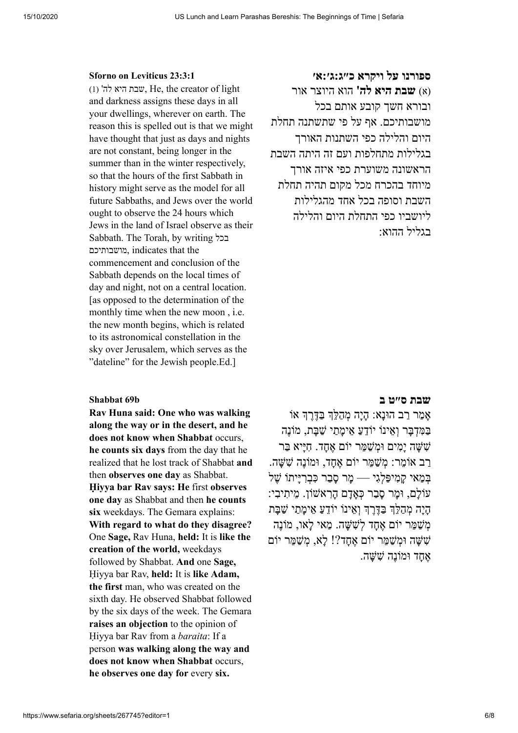**Sforno on Leviticus 23:3:1**

(1) שבת היא לה', He, the creator of light and darkness assigns these days in all your dwellings, wherever on earth. The reason this is spelled out is that we might have thought that just as days and nights are not constant, being longer in the summer than in the winter respectively, so that the hours of the first Sabbath in history might serve as the model for all future Sabbaths, and Jews over the world ought to observe the 24 hours which Jews in the land of Israel observe as their Sabbath. The Torah, by writing בכל מושבותיכם, indicates that the commencement and conclusion of the Sabbath depends on the local times of day and night, not on a central location. [as opposed to the determination of the monthly time when the new moon , i.e. the new month begins, which is related to its astronomical constellation in the sky over Jerusalem, which serves as the "dateline" for the Jewish people.Ed.]

**ספורנו על ויקרא כ״ג:ג׳:א׳**

(א) **שבת היא לה'** הוא היוצר אור ובורא חשך קובע אותם בכל מושבותיכם. אף על פי שתשתנה תחלת היום והלילה כפי השתנות האורך בגלילות מתחלפות ועם זה היתה השבת הראשונה משוערת כפי איזה אורך מיוחד בהכרח מכל מקום תהיה תחלת השבת וסופה בכל אחד מהגלילות ליושביו כפי התחלת היום והלילה בגליל ההוא:

**Shabbat 69b**

**Rav Huna said: One who was walking along the way or in the desert, and he does not know when Shabbat** occurs, **he counts six days** from the day that he realized that he lost track of Shabbat **and** then **observes one day** as Shabbat. **Ḥiyya bar Rav says: He** first **observes one day** as Shabbat and then **he counts six** weekdays. The Gemara explains: **With regard to what do they disagree?** One **Sage,** Rav Huna, **held:** It is **like the creation of the world,** weekdays followed by Shabbat. **And** one **Sage,** Ḥiyya bar Rav, **held:** It is **like Adam, the first** man, who was created on the sixth day. He observed Shabbat followed by the six days of the week. The Gemara **raises an objection** to the opinion of Ḥiyya bar Rav from a *baraita*: If a person **was walking along the way and does not know when Shabbat** occurs, **he observes one day for** every **six.**

**שבת ס״ט ב**

אָמַר רַב הוּנָא: הָיָה מְהַלֵּךְ בַּדֶּרֶךְ אוֹ בַּמִּדְבָּר וְאֵינוֹ יוֹדֵעַ אֵימָתַי שַׁבָּת, מוֹנֶה שִׁשָּׁה יָמִים וּמְשַׁמֵּר יוֹם אֶחָד. חִיָּיא בַּר רַב אוֹמֵר: מְשַׁמֵּר יוֹם אֶחָד, וּמוֹנֶה שִׁשָּׁה. בְּמַאי קָמִיפַּלְגִי — מָר סָבַר כִּבְרִיָּיתוֹ שֶׁל עוֹלָם, וּמָר סָבַר כְּאָדָם הָרִאשׁוֹן. מֵיתִיבִי: הָיָה מְהַלֵּךְ בַּדֶּרֶךְ וְאֵינוֹ יוֹדֵעַ אֵימָתַי שַׁבָּת מְשַׁמֵּר יוֹם אֶחָד לְשִׁשָּׁה. מַאי לָאו, מוֹנֶה שִׁשָּׁה וּמְשַׁמֵּר יוֹם אֶחָד?! לָא, מְשַׁמֵּר יוֹם אֶחָד וּמוֹנֶה שִׁשָּׁה.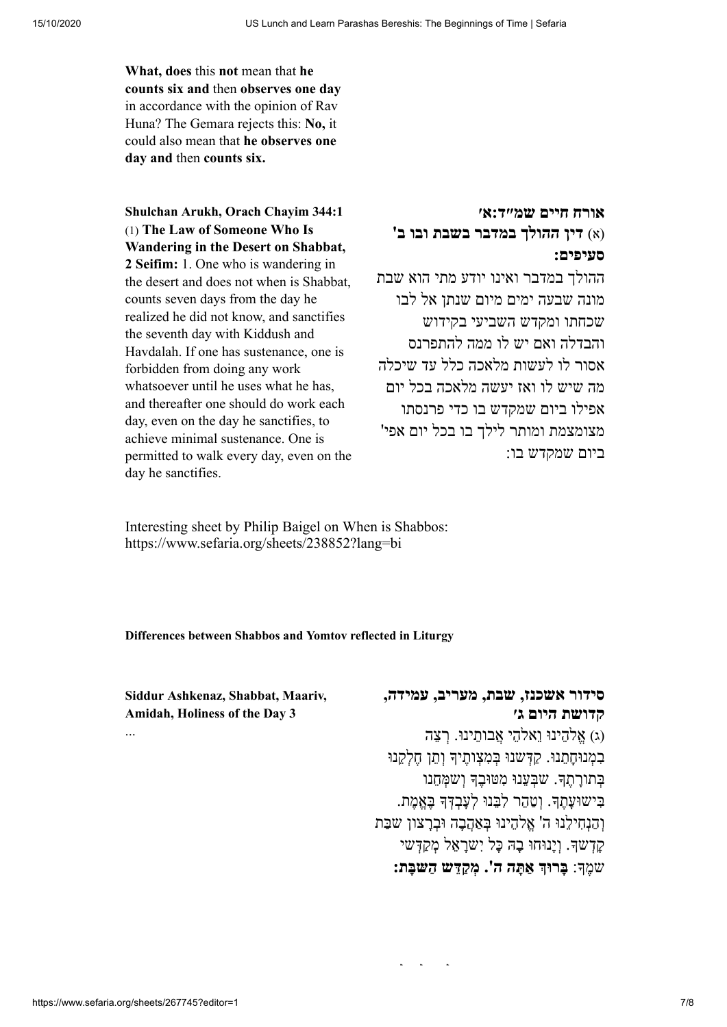**What, does** this **not** mean that **he counts six and** then **observes one day** in accordance with the opinion of Rav Huna? The Gemara rejects this: **No,** it could also mean that **he observes one day and** then **counts six.**

**Shulchan Arukh, Orach Chayim 344:1**

(1) **The Law of Someone Who Is Wandering in the Desert on Shabbat, 2 Seifim:** 1. One who is wandering in the desert and does not when is Shabbat, counts seven days from the day he realized he did not know, and sanctifies the seventh day with Kiddush and Havdalah. If one has sustenance, one is forbidden from doing any work whatsoever until he uses what he has, and thereafter one should do work each day, even on the day he sanctifies, to achieve minimal sustenance. One is permitted to walk every day, even on the day he sanctifies.

**אורח חיים שמ״ד:א׳**

(א) **דין ההולך במדבר בשבת ובו ב' סעיפים:**
ההולך במדבר ואינו יודע מתי הוא שבת מונה שבעה ימים מיום שנתן אל לבו שכחתו ומקדש השביעי בקידוש והבדלה ואם יש לו ממה להתפרנס אסור לו לעשות מלאכה כלל עד שיכלה מה שיש לו ואז יעשה מלאכה בכל יום אפילו ביום שמקדש בו כדי פרנסתו מצומצמת ומותר לילך בו בכל יום אפי' ביום שמקדש בו:

Interesting sheet by Philip Baigel on When is Shabbos: https://www.sefaria.org/sheets/238852?lang=bi

**Differences between Shabbos and Yomtov reflected in Liturgy**

**Siddur Ashkenaz, Shabbat, Maariv, Amidah, Holiness of the Day 3**

...

**סידור אשכנז, שבת, מעריב, עמידה, קדושת היום ג׳**

(ג) אֱלֹהֵינוּ וֵאלֹהֵי אֲבוֹתֵינוּ. רְצֵה בִמְנוּחָתֵנוּ. קַדְּשֵׁנוּ בְּמִצְוֹתֶיךָ וְתֵן חֶלְקֵנוּ בְּתוֹרָתֶךָ. שַׂבְּעֵנוּ מִטּוּבֶךָ וְשַׂמְּחֵנוּ בִּישׁוּעָתֶךָ. וְטַהֵר לִבֵּנוּ לְעָבְדְּךָ בֶּאֱמֶת. וְהַנְחִילֵנוּ ה' אֱלֹהֵינוּ בְּאַהֲבָה וּבְרָצוֹן שַׁבַּת קָדְשֶׁךָ. וְיָנוּחוּ בָהּ כָּל יִשְׂרָאֵל מְקַדְּשֵׁי שְׁמֶךָ: **בָּרוּךְ אַתָּה ה'. מְקַדֵּשׁ הַשַּׁבָּת:**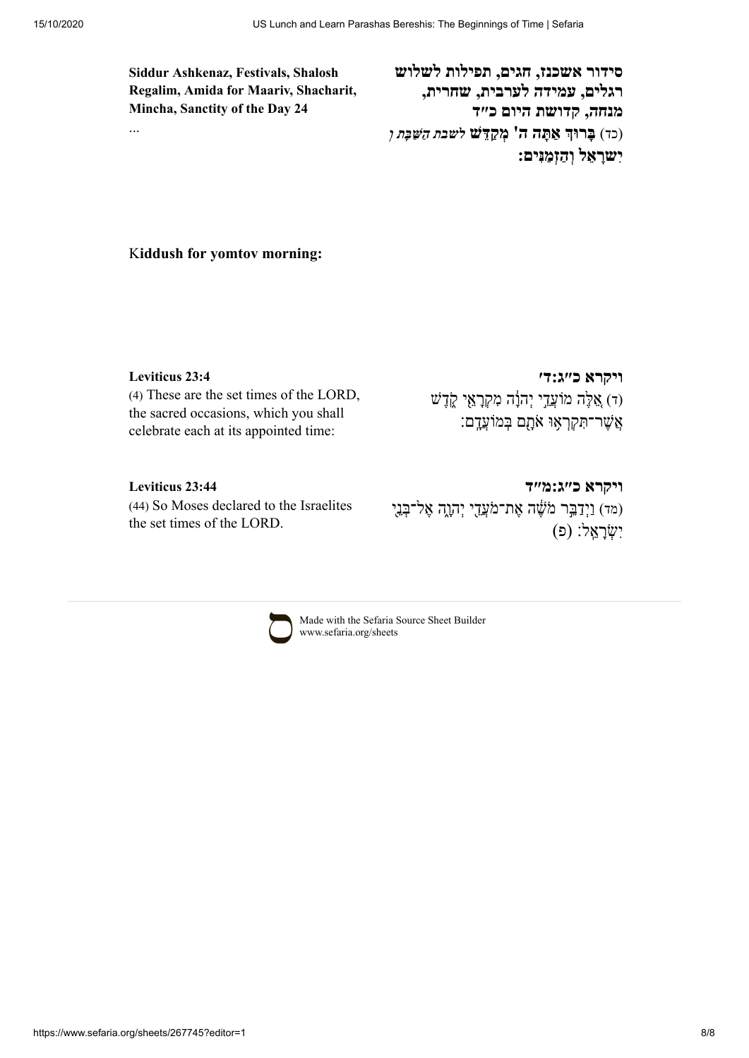**Siddur Ashkenaz, Festivals, Shalosh Regalim, Amida for Maariv, Shacharit, Mincha, Sanctity of the Day 24**

...

**סידור אשכנז, חגים, תפילות לשלוש רגלים, עמידה לערבית, שחרית, מנחה, קדושת היום כ״ד**

(כד) **בָּרוּךְ אַתָּה ה' מְקַדֵּשׁ** *לשבת הַשַּׁבָּת וְ* **יִשְׂרָאֵל וְהַזְּמַנִּים:**

**Kiddush for yomtov morning:**

**Leviticus 23:4**

(4) These are the set times of the LORD, the sacred occasions, which you shall celebrate each at its appointed time:

**ויקרא כ״ג:ד׳**

(ד) אֵ֚לֶּה מוֹעֲדֵ֣י יְהֹוָ֔ה מִקְרָאֵ֖י קֹ֑דֶשׁ אֲשֶׁר־תִּקְרְא֥וּ אֹתָ֖ם בְּמוֹעֲדָֽם׃

**Leviticus 23:44**

(44) So Moses declared to the Israelites the set times of the LORD.

**ויקרא כ״ג:מ״ד**

(מד) וַיְדַבֵּ֣ר מֹשֶׁ֔ה אֶת־מֹעֲדֵ֖י יְהֹוָ֑ה אֶל־בְּנֵ֖י יִשְׂרָאֵֽל׃ (פ)

Made with the Sefaria Source Sheet Builder
www.sefaria.org/sheets